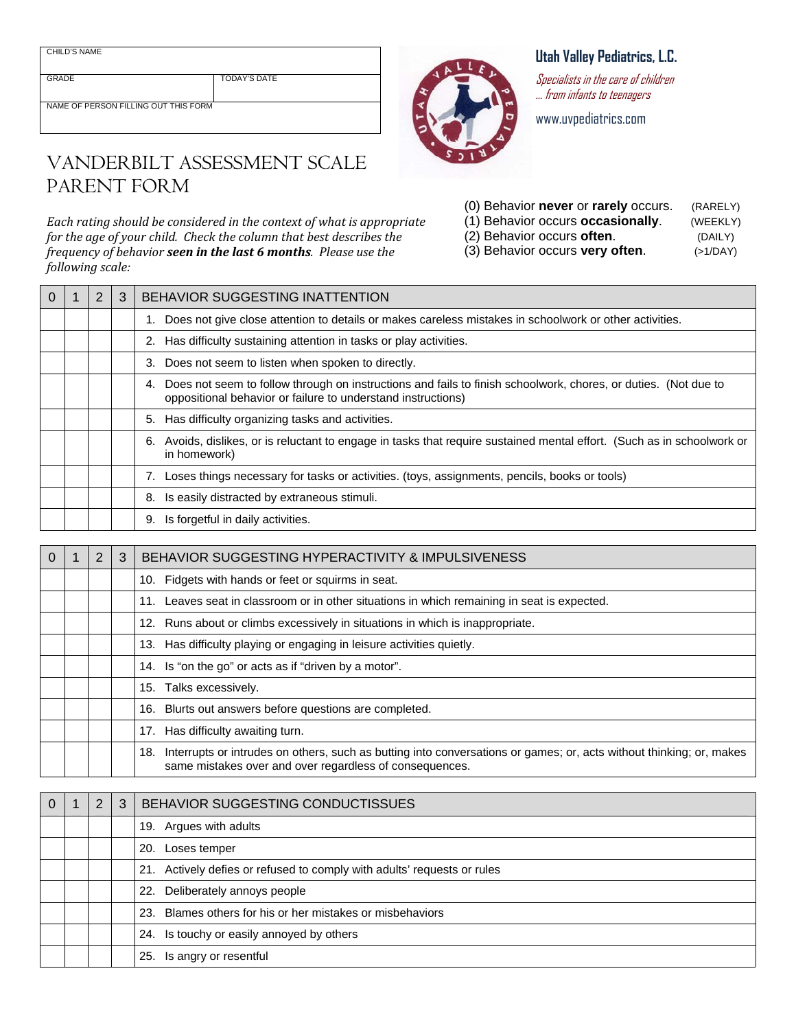| CHILD'S NAME | |
|---|---|
| GRADE | TODAY'S DATE |
| NAME OF PERSON FILLING OUT THIS FORM | |

**Utah Valley Pediatrics, L.C.**

*Specialists in the care of children ... from infants to teenagers*

www.uvpediatrics.com

# VANDERBILT ASSESSMENT SCALE PARENT FORM

*Each rating should be considered in the context of what is appropriate for the age of your child. Check the column that best describes the frequency of behavior* ***seen in the last 6 months****. Please use the following scale:*

(0) Behavior **never** or **rarely** occurs. (RARELY)
(1) Behavior occurs **occasionally**. (WEEKLY)
(2) Behavior occurs **often**. (DAILY)
(3) Behavior occurs **very often**. (>1/DAY)

| 0 | 1 | 2 | 3 | BEHAVIOR SUGGESTING INATTENTION |
|---|---|---|---|---|
| | | | | 1. Does not give close attention to details or makes careless mistakes in schoolwork or other activities. |
| | | | | 2. Has difficulty sustaining attention in tasks or play activities. |
| | | | | 3. Does not seem to listen when spoken to directly. |
| | | | | 4. Does not seem to follow through on instructions and fails to finish schoolwork, chores, or duties. (Not due to oppositional behavior or failure to understand instructions) |
| | | | | 5. Has difficulty organizing tasks and activities. |
| | | | | 6. Avoids, dislikes, or is reluctant to engage in tasks that require sustained mental effort. (Such as in schoolwork or in homework) |
| | | | | 7. Loses things necessary for tasks or activities. (toys, assignments, pencils, books or tools) |
| | | | | 8. Is easily distracted by extraneous stimuli. |
| | | | | 9. Is forgetful in daily activities. |

| 0 | 1 | 2 | 3 | BEHAVIOR SUGGESTING HYPERACTIVITY & IMPULSIVENESS |
|---|---|---|---|---|
| | | | | 10. Fidgets with hands or feet or squirms in seat. |
| | | | | 11. Leaves seat in classroom or in other situations in which remaining in seat is expected. |
| | | | | 12. Runs about or climbs excessively in situations in which is inappropriate. |
| | | | | 13. Has difficulty playing or engaging in leisure activities quietly. |
| | | | | 14. Is "on the go" or acts as if "driven by a motor". |
| | | | | 15. Talks excessively. |
| | | | | 16. Blurts out answers before questions are completed. |
| | | | | 17. Has difficulty awaiting turn. |
| | | | | 18. Interrupts or intrudes on others, such as butting into conversations or games; or, acts without thinking; or, makes same mistakes over and over regardless of consequences. |

| 0 | 1 | 2 | 3 | BEHAVIOR SUGGESTING CONDUCTISSUES |
|---|---|---|---|---|
| | | | | 19. Argues with adults |
| | | | | 20. Loses temper |
| | | | | 21. Actively defies or refused to comply with adults' requests or rules |
| | | | | 22. Deliberately annoys people |
| | | | | 23. Blames others for his or her mistakes or misbehaviors |
| | | | | 24. Is touchy or easily annoyed by others |
| | | | | 25. Is angry or resentful |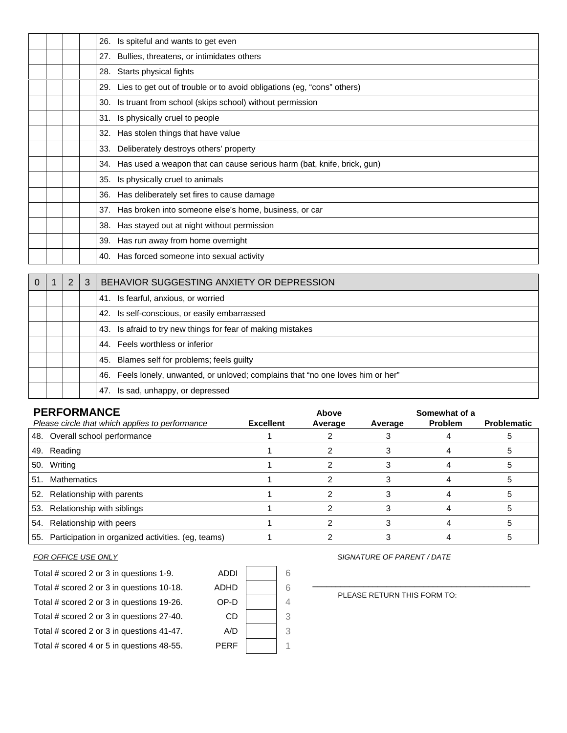| | | | | |
|---|---|---|---|---|
| | | | | 26. Is spiteful and wants to get even |
| | | | | 27. Bullies, threatens, or intimidates others |
| | | | | 28. Starts physical fights |
| | | | | 29. Lies to get out of trouble or to avoid obligations (eg, “cons” others) |
| | | | | 30. Is truant from school (skips school) without permission |
| | | | | 31. Is physically cruel to people |
| | | | | 32. Has stolen things that have value |
| | | | | 33. Deliberately destroys others’ property |
| | | | | 34. Has used a weapon that can cause serious harm (bat, knife, brick, gun) |
| | | | | 35. Is physically cruel to animals |
| | | | | 36. Has deliberately set fires to cause damage |
| | | | | 37. Has broken into someone else’s home, business, or car |
| | | | | 38. Has stayed out at night without permission |
| | | | | 39. Has run away from home overnight |
| | | | | 40. Has forced someone into sexual activity |

| 0 | 1 | 2 | 3 | BEHAVIOR SUGGESTING ANXIETY OR DEPRESSION |
|---|---|---|---|---|
| | | | | 41. Is fearful, anxious, or worried |
| | | | | 42. Is self-conscious, or easily embarrassed |
| | | | | 43. Is afraid to try new things for fear of making mistakes |
| | | | | 44. Feels worthless or inferior |
| | | | | 45. Blames self for problems; feels guilty |
| | | | | 46. Feels lonely, unwanted, or unloved; complains that “no one loves him or her” |
| | | | | 47. Is sad, unhappy, or depressed |

## PERFORMANCE

*Please circle that which applies to performance*

| | Excellent | Above Average | Average | Somewhat of a Problem | Problematic |
|---|---|---|---|---|---|
| 48. Overall school performance | 1 | 2 | 3 | 4 | 5 |
| 49. Reading | 1 | 2 | 3 | 4 | 5 |
| 50. Writing | 1 | 2 | 3 | 4 | 5 |
| 51. Mathematics | 1 | 2 | 3 | 4 | 5 |
| 52. Relationship with parents | 1 | 2 | 3 | 4 | 5 |
| 53. Relationship with siblings | 1 | 2 | 3 | 4 | 5 |
| 54. Relationship with peers | 1 | 2 | 3 | 4 | 5 |
| 55. Participation in organized activities. (eg, teams) | 1 | 2 | 3 | 4 | 5 |

*FOR OFFICE USE ONLY*

| | | | |
|---|---|---|---|
| Total # scored 2 or 3 in questions 1-9. | ADDI | | 6 |
| Total # scored 2 or 3 in questions 10-18. | ADHD | | 6 |
| Total # scored 2 or 3 in questions 19-26. | OP-D | | 4 |
| Total # scored 2 or 3 in questions 27-40. | CD | | 3 |
| Total # scored 2 or 3 in questions 41-47. | A/D | | 3 |
| Total # scored 4 or 5 in questions 48-55. | PERF | | 1 |

*SIGNATURE OF PARENT / DATE*

______________________________________________

PLEASE RETURN THIS FORM TO: